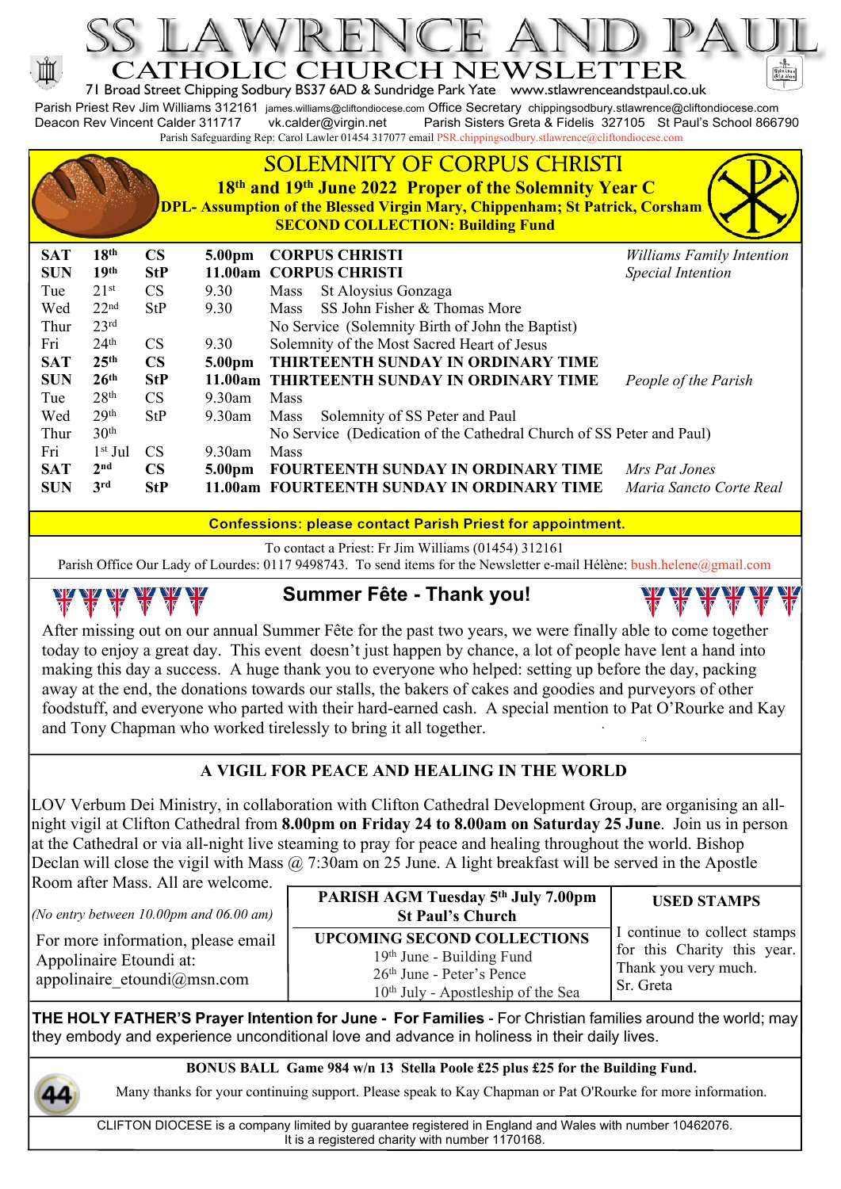# SS LAWRENCE AND PAUL

## CATHOLIC CHURCH NEWSLETTER

71 Broad Street Chipping Sodbury BS37 6AD & Sundridge Park Yate www.stlawrenceandstpaul.co.uk

Parish Priest Rev Jim Williams 312161 james.williams@cliftondiocese.com Office Secretary chippingsodbury.stlawrence@cliftondiocese.com
Deacon Rev Vincent Calder 311717 vk.calder@virgin.net Parish Sisters Greta & Fidelis 327105 St Paul's School 866790
Parish Safeguarding Rep: Carol Lawler 01454 317077 email PSR.chippingsodbury.stlawrence@cliftondiocese.com

## SOLEMNITY OF CORPUS CHRISTI

**18th and 19th June 2022 Proper of the Solemnity Year C**

**DPL- Assumption of the Blessed Virgin Mary, Chippenham; St Patrick, Corsham**

**SECOND COLLECTION: Building Fund**

| | | | | | |
|---|---|---|---|---|---|
| **SAT** | **18th** | **CS** | **5.00pm** | **CORPUS CHRISTI** | *Williams Family Intention* |
| **SUN** | **19th** | **StP** | **11.00am** | **CORPUS CHRISTI** | *Special Intention* |
| Tue | 21st | CS | 9.30 | Mass St Aloysius Gonzaga | |
| Wed | 22nd | StP | 9.30 | Mass SS John Fisher & Thomas More | |
| Thur | 23rd | | | No Service (Solemnity Birth of John the Baptist) | |
| Fri | 24th | CS | 9.30 | Solemnity of the Most Sacred Heart of Jesus | |
| **SAT** | **25th** | **CS** | **5.00pm** | **THIRTEENTH SUNDAY IN ORDINARY TIME** | |
| **SUN** | **26th** | **StP** | **11.00am** | **THIRTEENTH SUNDAY IN ORDINARY TIME** | *People of the Parish* |
| Tue | 28th | CS | 9.30am | Mass | |
| Wed | 29th | StP | 9.30am | Mass Solemnity of SS Peter and Paul | |
| Thur | 30th | | | No Service (Dedication of the Cathedral Church of SS Peter and Paul) | |
| Fri | 1st Jul | CS | 9.30am | Mass | |
| **SAT** | **2nd** | **CS** | **5.00pm** | **FOURTEENTH SUNDAY IN ORDINARY TIME** | *Mrs Pat Jones* |
| **SUN** | **3rd** | **StP** | **11.00am** | **FOURTEENTH SUNDAY IN ORDINARY TIME** | *Maria Sancto Corte Real* |

**Confessions: please contact Parish Priest for appointment.**

To contact a Priest: Fr Jim Williams (01454) 312161
Parish Office Our Lady of Lourdes: 0117 9498743. To send items for the Newsletter e-mail Hélène: bush.helene@gmail.com

## Summer Fête - Thank you!

After missing out on our annual Summer Fête for the past two years, we were finally able to come together today to enjoy a great day. This event doesn't just happen by chance, a lot of people have lent a hand into making this day a success. A huge thank you to everyone who helped: setting up before the day, packing away at the end, the donations towards our stalls, the bakers of cakes and goodies and purveyors of other foodstuff, and everyone who parted with their hard-earned cash. A special mention to Pat O'Rourke and Kay and Tony Chapman who worked tirelessly to bring it all together.

## A VIGIL FOR PEACE AND HEALING IN THE WORLD

LOV Verbum Dei Ministry, in collaboration with Clifton Cathedral Development Group, are organising an all-night vigil at Clifton Cathedral from **8.00pm on Friday 24 to 8.00am on Saturday 25 June**. Join us in person at the Cathedral or via all-night live steaming to pray for peace and healing throughout the world. Bishop Declan will close the vigil with Mass @ 7:30am on 25 June. A light breakfast will be served in the Apostle Room after Mass. All are welcome.

*(No entry between 10.00pm and 06.00 am)*

For more information, please email Appolinaire Etoundi at: appolinaire_etoundi@msn.com

**PARISH AGM Tuesday 5th July 7.00pm St Paul's Church**

**UPCOMING SECOND COLLECTIONS**
19th June - Building Fund
26th June - Peter's Pence
10th July - Apostleship of the Sea

**USED STAMPS**

I continue to collect stamps for this Charity this year. Thank you very much.
Sr. Greta

**THE HOLY FATHER'S Prayer Intention for June - For Families** - For Christian families around the world; may they embody and experience unconditional love and advance in holiness in their daily lives.

**BONUS BALL Game 984 w/n 13 Stella Poole £25 plus £25 for the Building Fund.**

Many thanks for your continuing support. Please speak to Kay Chapman or Pat O'Rourke for more information.

CLIFTON DIOCESE is a company limited by guarantee registered in England and Wales with number 10462076.
It is a registered charity with number 1170168.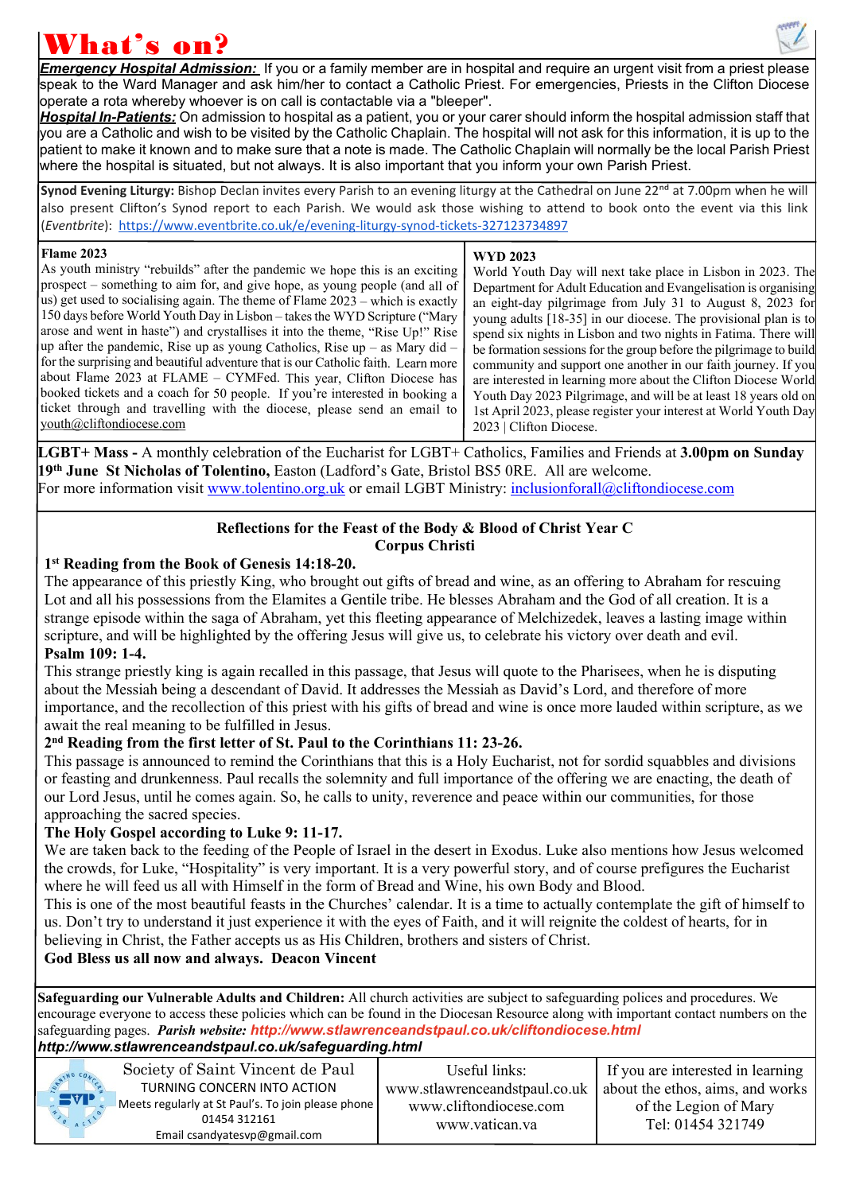# What's on?

***Emergency Hospital Admission:*** If you or a family member are in hospital and require an urgent visit from a priest please speak to the Ward Manager and ask him/her to contact a Catholic Priest. For emergencies, Priests in the Clifton Diocese operate a rota whereby whoever is on call is contactable via a "bleeper".

***Hospital In-Patients:*** On admission to hospital as a patient, you or your carer should inform the hospital admission staff that you are a Catholic and wish to be visited by the Catholic Chaplain. The hospital will not ask for this information, it is up to the patient to make it known and to make sure that a note is made. The Catholic Chaplain will normally be the local Parish Priest where the hospital is situated, but not always. It is also important that you inform your own Parish Priest.

**Synod Evening Liturgy:** Bishop Declan invites every Parish to an evening liturgy at the Cathedral on June 22nd at 7.00pm when he will also present Clifton's Synod report to each Parish. We would ask those wishing to attend to book onto the event via this link (*Eventbrite*): https://www.eventbrite.co.uk/e/evening-liturgy-synod-tickets-327123734897

**Flame 2023**
As youth ministry "rebuilds" after the pandemic we hope this is an exciting prospect – something to aim for, and give hope, as young people (and all of us) get used to socialising again. The theme of Flame 2023 – which is exactly 150 days before World Youth Day in Lisbon – takes the WYD Scripture ("Mary arose and went in haste") and crystallises it into the theme, "Rise Up!" Rise up after the pandemic, Rise up as young Catholics, Rise up – as Mary did – for the surprising and beautiful adventure that is our Catholic faith. Learn more about Flame 2023 at FLAME – CYMFed. This year, Clifton Diocese has booked tickets and a coach for 50 people. If you're interested in booking a ticket through and travelling with the diocese, please send an email to youth@cliftondiocese.com

**WYD 2023**
World Youth Day will next take place in Lisbon in 2023. The Department for Adult Education and Evangelisation is organising an eight-day pilgrimage from July 31 to August 8, 2023 for young adults [18-35] in our diocese. The provisional plan is to spend six nights in Lisbon and two nights in Fatima. There will be formation sessions for the group before the pilgrimage to build community and support one another in our faith journey. If you are interested in learning more about the Clifton Diocese World Youth Day 2023 Pilgrimage, and will be at least 18 years old on 1st April 2023, please register your interest at World Youth Day 2023 | Clifton Diocese.

**LGBT+ Mass -** A monthly celebration of the Eucharist for LGBT+ Catholics, Families and Friends at **3.00pm on Sunday 19th June St Nicholas of Tolentino,** Easton (Ladford's Gate, Bristol BS5 0RE. All are welcome.
For more information visit www.tolentino.org.uk or email LGBT Ministry: inclusionforall@cliftondiocese.com

## Reflections for the Feast of the Body & Blood of Christ Year C
## Corpus Christi

**1st Reading from the Book of Genesis 14:18-20.**
The appearance of this priestly King, who brought out gifts of bread and wine, as an offering to Abraham for rescuing Lot and all his possessions from the Elamites a Gentile tribe. He blesses Abraham and the God of all creation. It is a strange episode within the saga of Abraham, yet this fleeting appearance of Melchizedek, leaves a lasting image within scripture, and will be highlighted by the offering Jesus will give us, to celebrate his victory over death and evil.

**Psalm 109: 1-4.**
This strange priestly king is again recalled in this passage, that Jesus will quote to the Pharisees, when he is disputing about the Messiah being a descendant of David. It addresses the Messiah as David's Lord, and therefore of more importance, and the recollection of this priest with his gifts of bread and wine is once more lauded within scripture, as we await the real meaning to be fulfilled in Jesus.

**2nd Reading from the first letter of St. Paul to the Corinthians 11: 23-26.**
This passage is announced to remind the Corinthians that this is a Holy Eucharist, not for sordid squabbles and divisions or feasting and drunkenness. Paul recalls the solemnity and full importance of the offering we are enacting, the death of our Lord Jesus, until he comes again. So, he calls to unity, reverence and peace within our communities, for those approaching the sacred species.

**The Holy Gospel according to Luke 9: 11-17.**
We are taken back to the feeding of the People of Israel in the desert in Exodus. Luke also mentions how Jesus welcomed the crowds, for Luke, "Hospitality" is very important. It is a very powerful story, and of course prefigures the Eucharist where he will feed us all with Himself in the form of Bread and Wine, his own Body and Blood.
This is one of the most beautiful feasts in the Churches' calendar. It is a time to actually contemplate the gift of himself to us. Don't try to understand it just experience it with the eyes of Faith, and it will reignite the coldest of hearts, for in believing in Christ, the Father accepts us as His Children, brothers and sisters of Christ.
**God Bless us all now and always. Deacon Vincent**

**Safeguarding our Vulnerable Adults and Children:** All church activities are subject to safeguarding polices and procedures. We encourage everyone to access these policies which can be found in the Diocesan Resource along with important contact numbers on the safeguarding pages. ***Parish website:*** ***http://www.stlawrenceandstpaul.co.uk/cliftondiocese.html***
***http://www.stlawrenceandstpaul.co.uk/safeguarding.html***

Society of Saint Vincent de Paul
TURNING CONCERN INTO ACTION
Meets regularly at St Paul's. To join please phone 01454 312161
Email csandyatesvp@gmail.com

Useful links:
www.stlawrenceandstpaul.co.uk
www.cliftondiocese.com
www.vatican.va

If you are interested in learning about the ethos, aims, and works of the Legion of Mary
Tel: 01454 321749